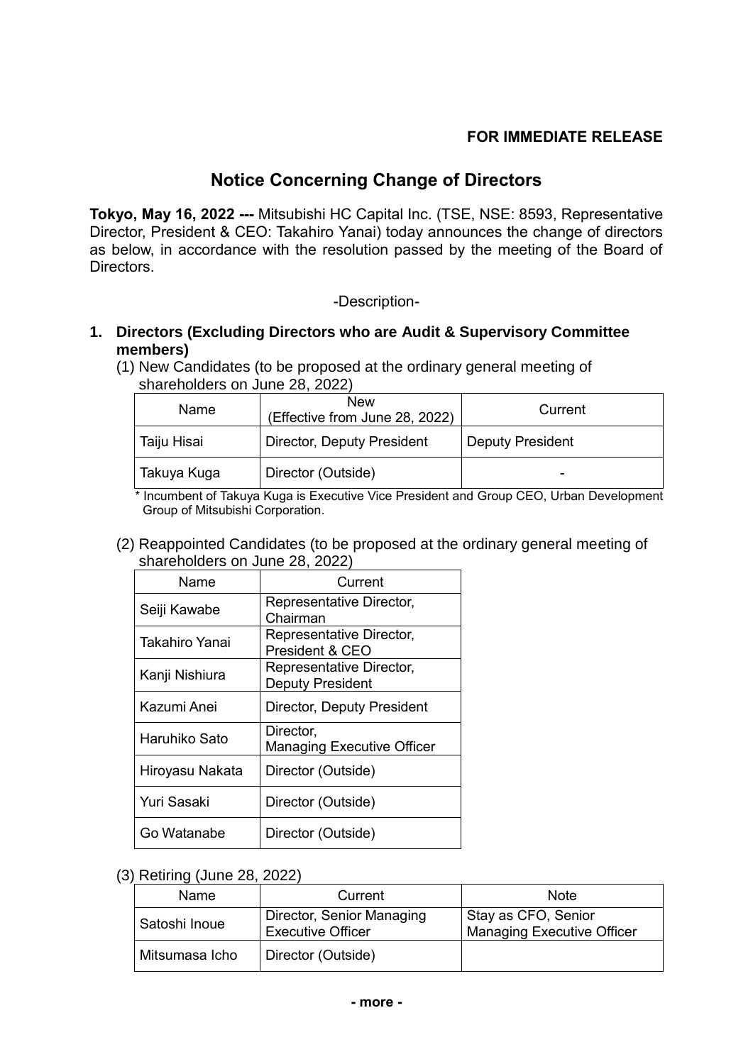**FOR IMMEDIATE RELEASE**

# Notice Concerning Change of Directors

**Tokyo, May 16, 2022 ---** Mitsubishi HC Capital Inc. (TSE, NSE: 8593, Representative Director, President & CEO: Takahiro Yanai) today announces the change of directors as below, in accordance with the resolution passed by the meeting of the Board of Directors.

-Description-

## 1. Directors (Excluding Directors who are Audit & Supervisory Committee members)

(1) New Candidates (to be proposed at the ordinary general meeting of shareholders on June 28, 2022)

| Name | New (Effective from June 28, 2022) | Current |
|---|---|---|
| Taiju Hisai | Director, Deputy President | Deputy President |
| Takuya Kuga | Director (Outside) | - |

\* Incumbent of Takuya Kuga is Executive Vice President and Group CEO, Urban Development Group of Mitsubishi Corporation.

(2) Reappointed Candidates (to be proposed at the ordinary general meeting of shareholders on June 28, 2022)

| Name | Current |
|---|---|
| Seiji Kawabe | Representative Director, Chairman |
| Takahiro Yanai | Representative Director, President & CEO |
| Kanji Nishiura | Representative Director, Deputy President |
| Kazumi Anei | Director, Deputy President |
| Haruhiko Sato | Director, Managing Executive Officer |
| Hiroyasu Nakata | Director (Outside) |
| Yuri Sasaki | Director (Outside) |
| Go Watanabe | Director (Outside) |

(3) Retiring (June 28, 2022)

| Name | Current | Note |
|---|---|---|
| Satoshi Inoue | Director, Senior Managing Executive Officer | Stay as CFO, Senior Managing Executive Officer |
| Mitsumasa Icho | Director (Outside) | |

- more -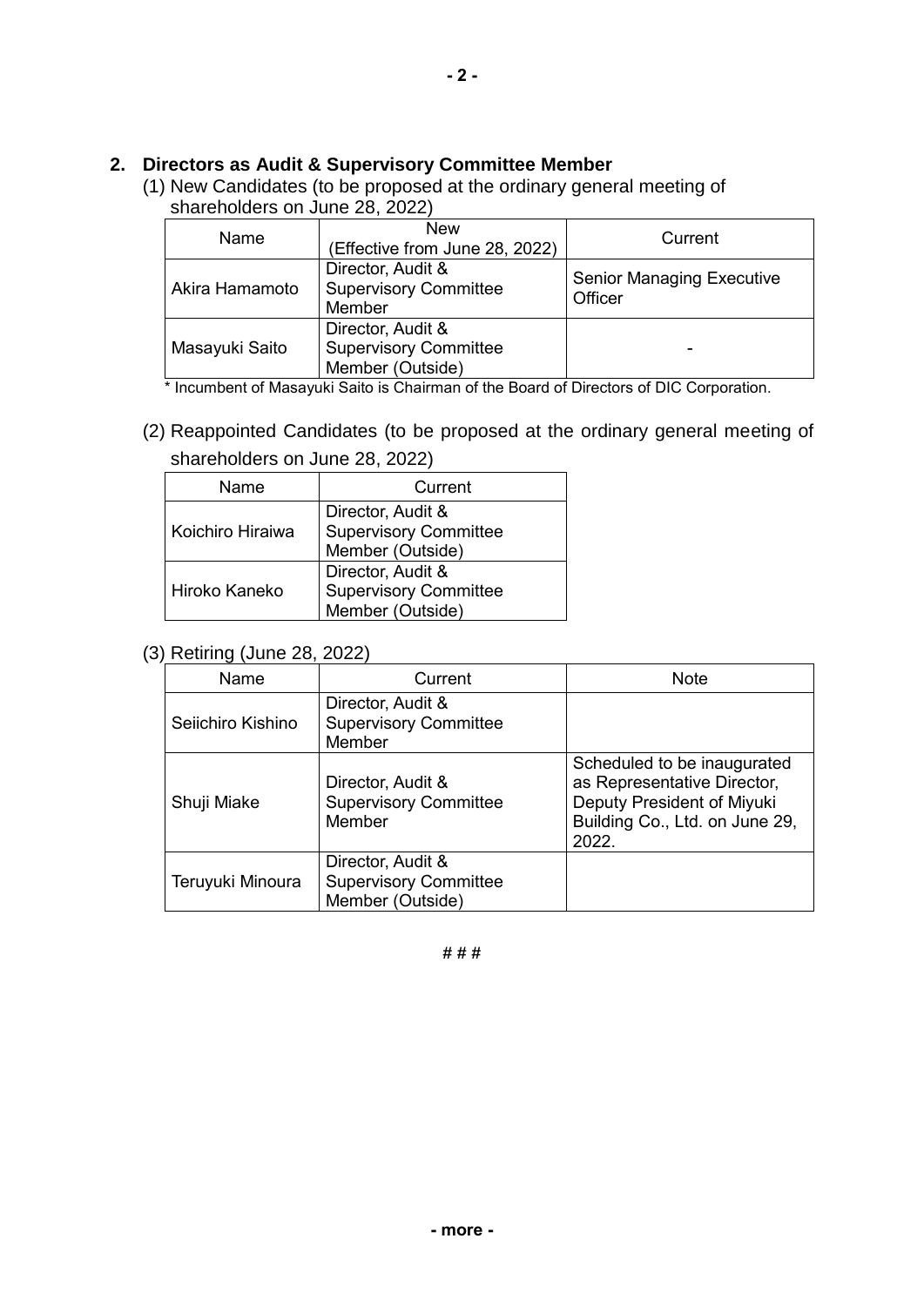## 2. Directors as Audit & Supervisory Committee Member

(1) New Candidates (to be proposed at the ordinary general meeting of shareholders on June 28, 2022)

| Name | New (Effective from June 28, 2022) | Current |
|---|---|---|
| Akira Hamamoto | Director, Audit & Supervisory Committee Member | Senior Managing Executive Officer |
| Masayuki Saito | Director, Audit & Supervisory Committee Member (Outside) | - |

\* Incumbent of Masayuki Saito is Chairman of the Board of Directors of DIC Corporation.

(2) Reappointed Candidates (to be proposed at the ordinary general meeting of shareholders on June 28, 2022)

| Name | Current |
|---|---|
| Koichiro Hiraiwa | Director, Audit & Supervisory Committee Member (Outside) |
| Hiroko Kaneko | Director, Audit & Supervisory Committee Member (Outside) |

(3) Retiring (June 28, 2022)

| Name | Current | Note |
|---|---|---|
| Seiichiro Kishino | Director, Audit & Supervisory Committee Member | |
| Shuji Miake | Director, Audit & Supervisory Committee Member | Scheduled to be inaugurated as Representative Director, Deputy President of Miyuki Building Co., Ltd. on June 29, 2022. |
| Teruyuki Minoura | Director, Audit & Supervisory Committee Member (Outside) | |

# # #

- more -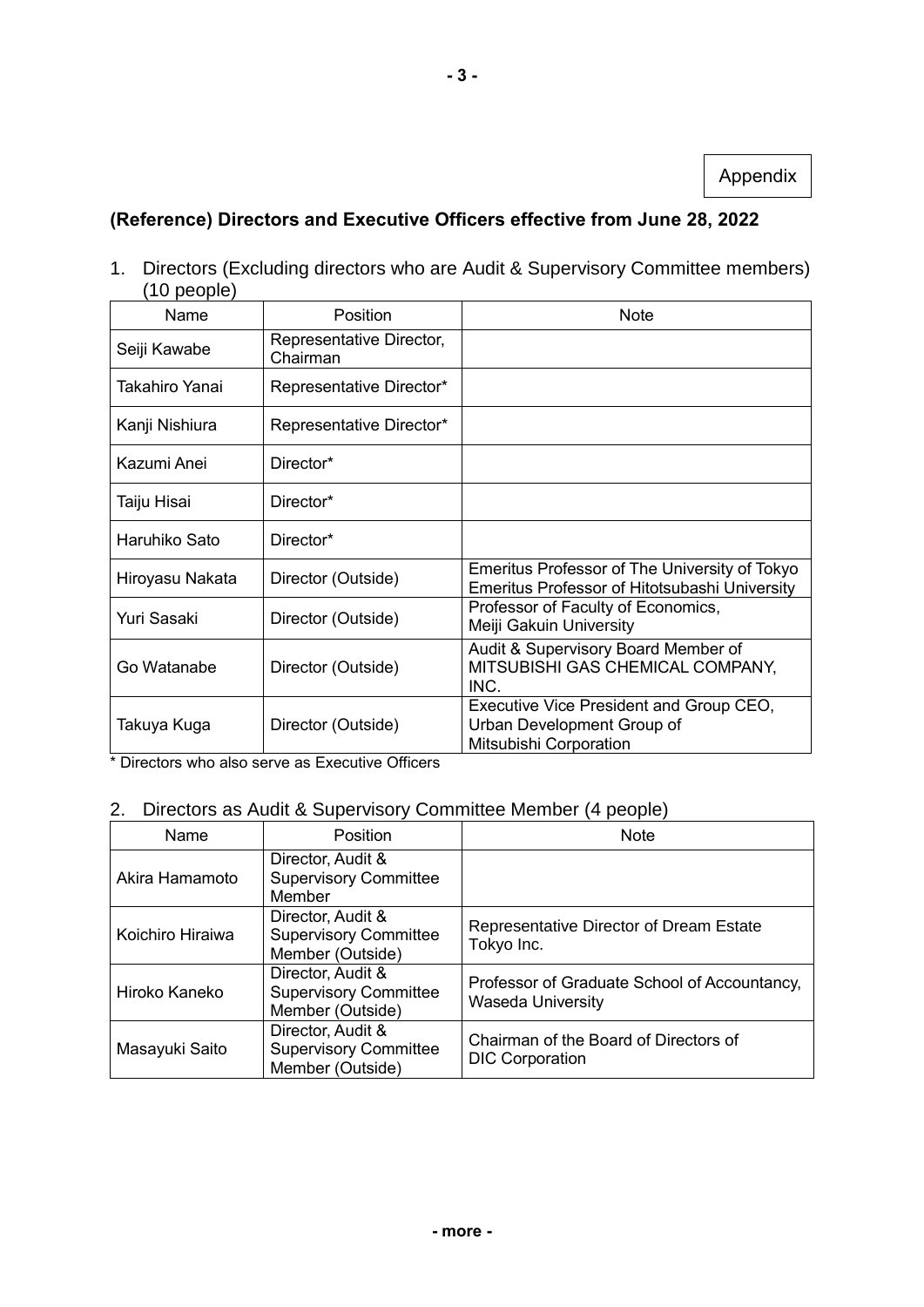Appendix

## (Reference) Directors and Executive Officers effective from June 28, 2022

1. Directors (Excluding directors who are Audit & Supervisory Committee members) (10 people)

| Name | Position | Note |
|---|---|---|
| Seiji Kawabe | Representative Director, Chairman | |
| Takahiro Yanai | Representative Director* | |
| Kanji Nishiura | Representative Director* | |
| Kazumi Anei | Director* | |
| Taiju Hisai | Director* | |
| Haruhiko Sato | Director* | |
| Hiroyasu Nakata | Director (Outside) | Emeritus Professor of The University of Tokyo<br>Emeritus Professor of Hitotsubashi University |
| Yuri Sasaki | Director (Outside) | Professor of Faculty of Economics, Meiji Gakuin University |
| Go Watanabe | Director (Outside) | Audit & Supervisory Board Member of MITSUBISHI GAS CHEMICAL COMPANY, INC. |
| Takuya Kuga | Director (Outside) | Executive Vice President and Group CEO, Urban Development Group of Mitsubishi Corporation |

* Directors who also serve as Executive Officers

2. Directors as Audit & Supervisory Committee Member (4 people)

| Name | Position | Note |
|---|---|---|
| Akira Hamamoto | Director, Audit & Supervisory Committee Member | |
| Koichiro Hiraiwa | Director, Audit & Supervisory Committee Member (Outside) | Representative Director of Dream Estate Tokyo Inc. |
| Hiroko Kaneko | Director, Audit & Supervisory Committee Member (Outside) | Professor of Graduate School of Accountancy, Waseda University |
| Masayuki Saito | Director, Audit & Supervisory Committee Member (Outside) | Chairman of the Board of Directors of DIC Corporation |

- more -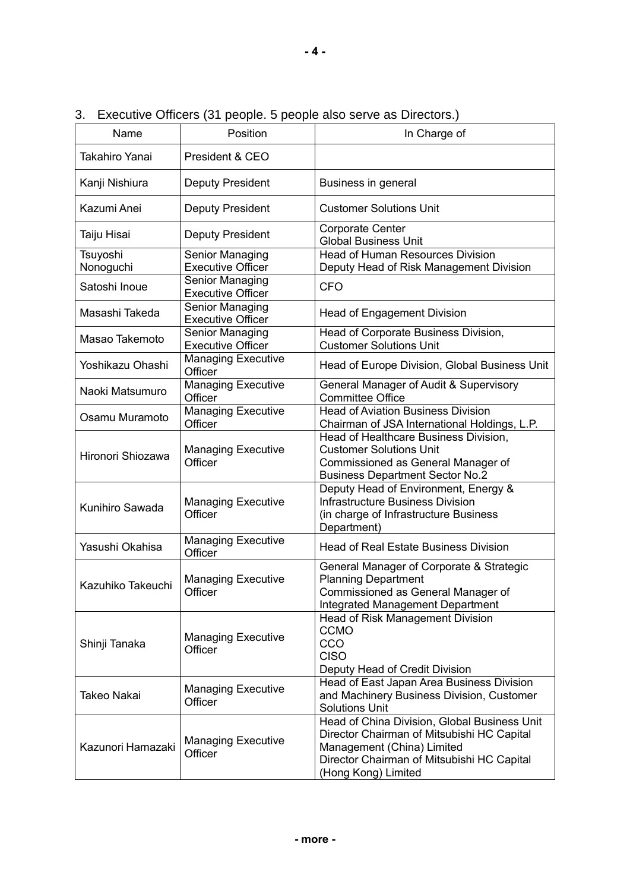3. Executive Officers (31 people. 5 people also serve as Directors.)

| Name | Position | In Charge of |
|---|---|---|
| Takahiro Yanai | President & CEO | |
| Kanji Nishiura | Deputy President | Business in general |
| Kazumi Anei | Deputy President | Customer Solutions Unit |
| Taiju Hisai | Deputy President | Corporate Center<br>Global Business Unit |
| Tsuyoshi Nonoguchi | Senior Managing Executive Officer | Head of Human Resources Division<br>Deputy Head of Risk Management Division |
| Satoshi Inoue | Senior Managing Executive Officer | CFO |
| Masashi Takeda | Senior Managing Executive Officer | Head of Engagement Division |
| Masao Takemoto | Senior Managing Executive Officer | Head of Corporate Business Division, Customer Solutions Unit |
| Yoshikazu Ohashi | Managing Executive Officer | Head of Europe Division, Global Business Unit |
| Naoki Matsumuro | Managing Executive Officer | General Manager of Audit & Supervisory Committee Office |
| Osamu Muramoto | Managing Executive Officer | Head of Aviation Business Division<br>Chairman of JSA International Holdings, L.P. |
| Hironori Shiozawa | Managing Executive Officer | Head of Healthcare Business Division, Customer Solutions Unit<br>Commissioned as General Manager of Business Department Sector No.2 |
| Kunihiro Sawada | Managing Executive Officer | Deputy Head of Environment, Energy & Infrastructure Business Division<br>(in charge of Infrastructure Business Department) |
| Yasushi Okahisa | Managing Executive Officer | Head of Real Estate Business Division |
| Kazuhiko Takeuchi | Managing Executive Officer | General Manager of Corporate & Strategic Planning Department<br>Commissioned as General Manager of Integrated Management Department |
| Shinji Tanaka | Managing Executive Officer | Head of Risk Management Division<br>CCMO<br>CCO<br>CISO<br>Deputy Head of Credit Division |
| Takeo Nakai | Managing Executive Officer | Head of East Japan Area Business Division and Machinery Business Division, Customer Solutions Unit |
| Kazunori Hamazaki | Managing Executive Officer | Head of China Division, Global Business Unit<br>Director Chairman of Mitsubishi HC Capital Management (China) Limited<br>Director Chairman of Mitsubishi HC Capital (Hong Kong) Limited |

- more -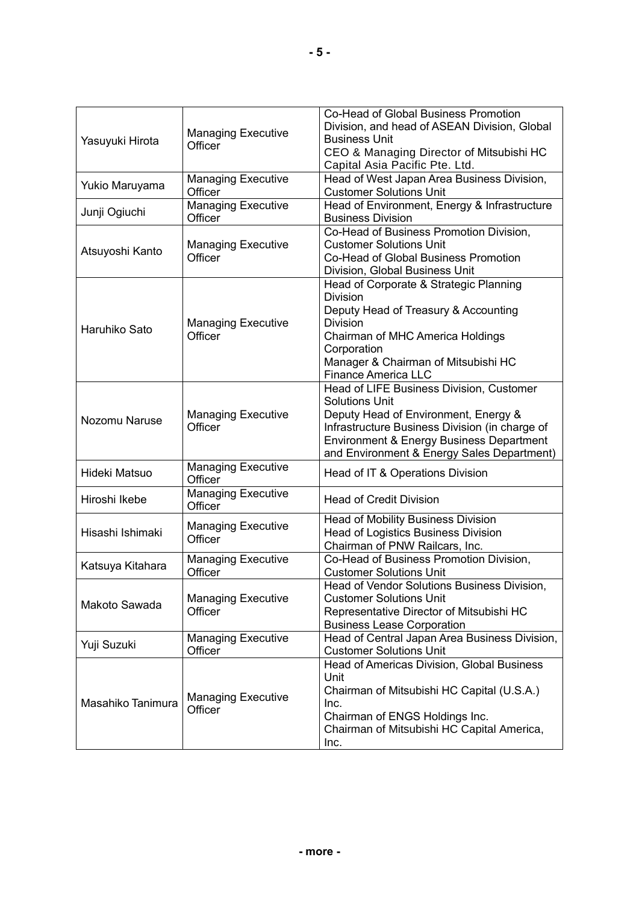| | | |
|---|---|---|
| Yasuyuki Hirota | Managing Executive Officer | Co-Head of Global Business Promotion Division, and head of ASEAN Division, Global Business Unit<br>CEO & Managing Director of Mitsubishi HC Capital Asia Pacific Pte. Ltd. |
| Yukio Maruyama | Managing Executive Officer | Head of West Japan Area Business Division, Customer Solutions Unit |
| Junji Ogiuchi | Managing Executive Officer | Head of Environment, Energy & Infrastructure Business Division |
| Atsuyoshi Kanto | Managing Executive Officer | Co-Head of Business Promotion Division, Customer Solutions Unit<br>Co-Head of Global Business Promotion Division, Global Business Unit |
| Haruhiko Sato | Managing Executive Officer | Head of Corporate & Strategic Planning Division<br>Deputy Head of Treasury & Accounting Division<br>Chairman of MHC America Holdings Corporation<br>Manager & Chairman of Mitsubishi HC Finance America LLC |
| Nozomu Naruse | Managing Executive Officer | Head of LIFE Business Division, Customer Solutions Unit<br>Deputy Head of Environment, Energy & Infrastructure Business Division (in charge of Environment & Energy Business Department and Environment & Energy Sales Department) |
| Hideki Matsuo | Managing Executive Officer | Head of IT & Operations Division |
| Hiroshi Ikebe | Managing Executive Officer | Head of Credit Division |
| Hisashi Ishimaki | Managing Executive Officer | Head of Mobility Business Division<br>Head of Logistics Business Division<br>Chairman of PNW Railcars, Inc. |
| Katsuya Kitahara | Managing Executive Officer | Co-Head of Business Promotion Division, Customer Solutions Unit |
| Makoto Sawada | Managing Executive Officer | Head of Vendor Solutions Business Division, Customer Solutions Unit<br>Representative Director of Mitsubishi HC Business Lease Corporation |
| Yuji Suzuki | Managing Executive Officer | Head of Central Japan Area Business Division, Customer Solutions Unit |
| Masahiko Tanimura | Managing Executive Officer | Head of Americas Division, Global Business Unit<br>Chairman of Mitsubishi HC Capital (U.S.A.) Inc.<br>Chairman of ENGS Holdings Inc.<br>Chairman of Mitsubishi HC Capital America, Inc. |

- more -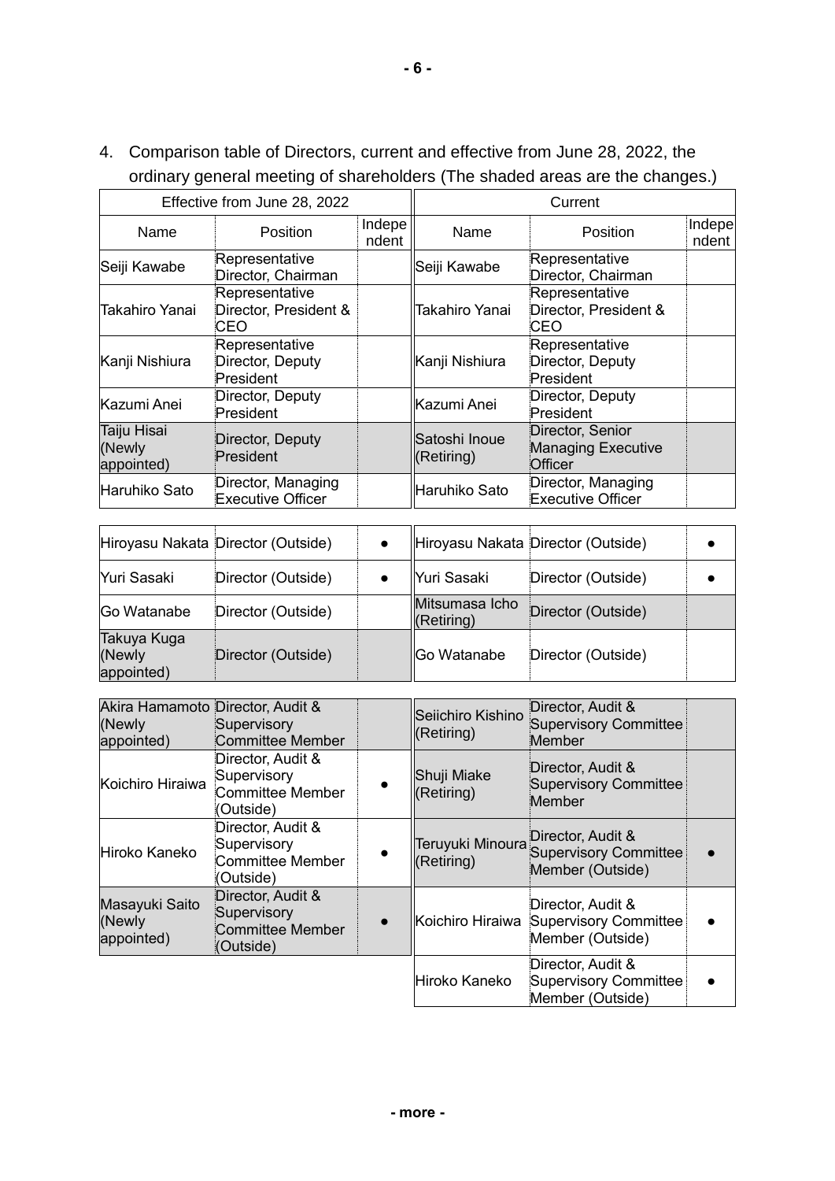4. Comparison table of Directors, current and effective from June 28, 2022, the ordinary general meeting of shareholders (The shaded areas are the changes.)

| Effective from June 28, 2022 | | | Current | | |
|---|---|---|---|---|---|
| Name | Position | Independent | Name | Position | Independent |
| Seiji Kawabe | Representative Director, Chairman | | Seiji Kawabe | Representative Director, Chairman | |
| Takahiro Yanai | Representative Director, President & CEO | | Takahiro Yanai | Representative Director, President & CEO | |
| Kanji Nishiura | Representative Director, Deputy President | | Kanji Nishiura | Representative Director, Deputy President | |
| Kazumi Anei | Director, Deputy President | | Kazumi Anei | Director, Deputy President | |
| Taiju Hisai (Newly appointed) | Director, Deputy President | | Satoshi Inoue (Retiring) | Director, Senior Managing Executive Officer | |
| Haruhiko Sato | Director, Managing Executive Officer | | Haruhiko Sato | Director, Managing Executive Officer | |
| Hiroyasu Nakata | Director (Outside) | ● | Hiroyasu Nakata | Director (Outside) | ● |
| Yuri Sasaki | Director (Outside) | ● | Yuri Sasaki | Director (Outside) | ● |
| Go Watanabe | Director (Outside) | | Mitsumasa Icho (Retiring) | Director (Outside) | |
| Takuya Kuga (Newly appointed) | Director (Outside) | | Go Watanabe | Director (Outside) | |
| Akira Hamamoto (Newly appointed) | Director, Audit & Supervisory Committee Member | | Seiichiro Kishino (Retiring) | Director, Audit & Supervisory Committee Member | |
| Koichiro Hiraiwa | Director, Audit & Supervisory Committee Member (Outside) | ● | Shuji Miake (Retiring) | Director, Audit & Supervisory Committee Member | |
| Hiroko Kaneko | Director, Audit & Supervisory Committee Member (Outside) | ● | Teruyuki Minoura (Retiring) | Director, Audit & Supervisory Committee Member (Outside) | ● |
| Masayuki Saito (Newly appointed) | Director, Audit & Supervisory Committee Member (Outside) | ● | Koichiro Hiraiwa | Director, Audit & Supervisory Committee Member (Outside) | ● |
| | | | Hiroko Kaneko | Director, Audit & Supervisory Committee Member (Outside) | ● |

**- more -**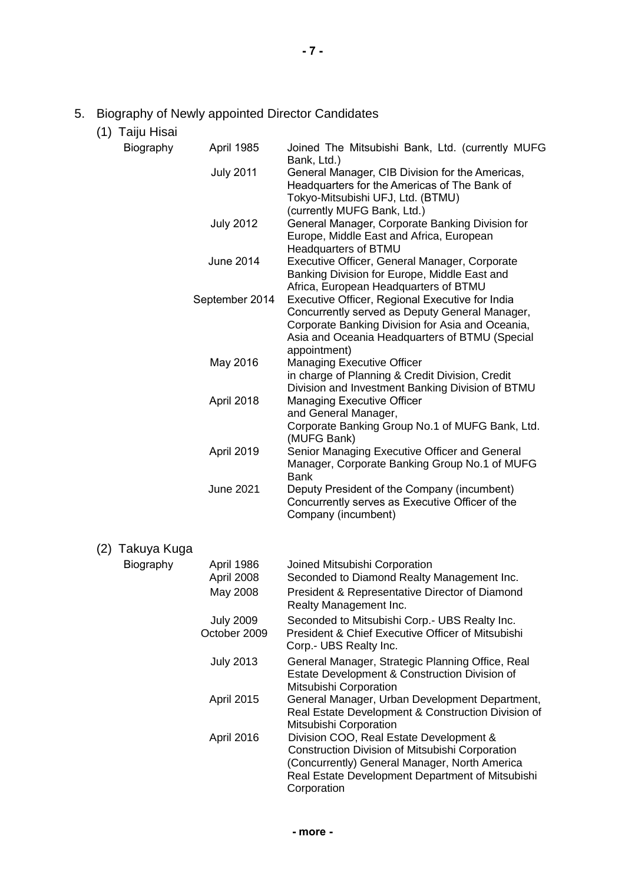## 5. Biography of Newly appointed Director Candidates

### (1) Taiju Hisai

| Biography | | |
|---|---|---|
| | April 1985 | Joined The Mitsubishi Bank, Ltd. (currently MUFG Bank, Ltd.) |
| | July 2011 | General Manager, CIB Division for the Americas, Headquarters for the Americas of The Bank of Tokyo-Mitsubishi UFJ, Ltd. (BTMU) (currently MUFG Bank, Ltd.) |
| | July 2012 | General Manager, Corporate Banking Division for Europe, Middle East and Africa, European Headquarters of BTMU |
| | June 2014 | Executive Officer, General Manager, Corporate Banking Division for Europe, Middle East and Africa, European Headquarters of BTMU |
| | September 2014 | Executive Officer, Regional Executive for India Concurrently served as Deputy General Manager, Corporate Banking Division for Asia and Oceania, Asia and Oceania Headquarters of BTMU (Special appointment) |
| | May 2016 | Managing Executive Officer in charge of Planning & Credit Division, Credit Division and Investment Banking Division of BTMU |
| | April 2018 | Managing Executive Officer and General Manager, Corporate Banking Group No.1 of MUFG Bank, Ltd. (MUFG Bank) |
| | April 2019 | Senior Managing Executive Officer and General Manager, Corporate Banking Group No.1 of MUFG Bank |
| | June 2021 | Deputy President of the Company (incumbent) Concurrently serves as Executive Officer of the Company (incumbent) |

### (2) Takuya Kuga

| Biography | | |
|---|---|---|
| | April 1986 | Joined Mitsubishi Corporation |
| | April 2008 | Seconded to Diamond Realty Management Inc. |
| | May 2008 | President & Representative Director of Diamond Realty Management Inc. |
| | July 2009 | Seconded to Mitsubishi Corp.- UBS Realty Inc. |
| | October 2009 | President & Chief Executive Officer of Mitsubishi Corp.- UBS Realty Inc. |
| | July 2013 | General Manager, Strategic Planning Office, Real Estate Development & Construction Division of Mitsubishi Corporation |
| | April 2015 | General Manager, Urban Development Department, Real Estate Development & Construction Division of Mitsubishi Corporation |
| | April 2016 | Division COO, Real Estate Development & Construction Division of Mitsubishi Corporation (Concurrently) General Manager, North America Real Estate Development Department of Mitsubishi Corporation |

- more -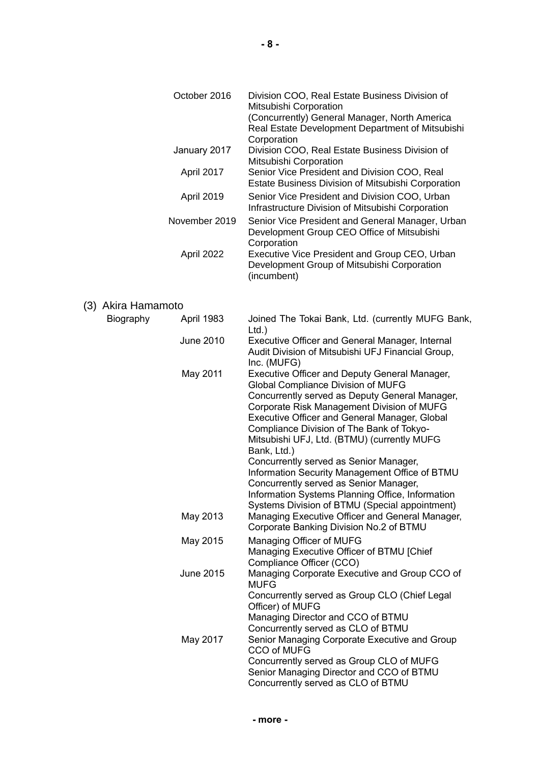| | | |
|---|---|---|
| | October 2016 | Division COO, Real Estate Business Division of Mitsubishi Corporation<br>(Concurrently) General Manager, North America Real Estate Development Department of Mitsubishi Corporation |
| | January 2017 | Division COO, Real Estate Business Division of Mitsubishi Corporation |
| | April 2017 | Senior Vice President and Division COO, Real Estate Business Division of Mitsubishi Corporation |
| | April 2019 | Senior Vice President and Division COO, Urban Infrastructure Division of Mitsubishi Corporation |
| | November 2019 | Senior Vice President and General Manager, Urban Development Group CEO Office of Mitsubishi Corporation |
| | April 2022 | Executive Vice President and Group CEO, Urban Development Group of Mitsubishi Corporation (incumbent) |

(3) Akira Hamamoto

| | | |
|---|---|---|
| Biography | April 1983 | Joined The Tokai Bank, Ltd. (currently MUFG Bank, Ltd.) |
| | June 2010 | Executive Officer and General Manager, Internal Audit Division of Mitsubishi UFJ Financial Group, Inc. (MUFG) |
| | May 2011 | Executive Officer and Deputy General Manager, Global Compliance Division of MUFG<br>Concurrently served as Deputy General Manager, Corporate Risk Management Division of MUFG<br>Executive Officer and General Manager, Global Compliance Division of The Bank of Tokyo-Mitsubishi UFJ, Ltd. (BTMU) (currently MUFG Bank, Ltd.)<br>Concurrently served as Senior Manager, Information Security Management Office of BTMU<br>Concurrently served as Senior Manager, Information Systems Planning Office, Information Systems Division of BTMU (Special appointment) |
| | May 2013 | Managing Executive Officer and General Manager, Corporate Banking Division No.2 of BTMU |
| | May 2015 | Managing Officer of MUFG<br>Managing Executive Officer of BTMU [Chief Compliance Officer (CCO) |
| | June 2015 | Managing Corporate Executive and Group CCO of MUFG<br>Concurrently served as Group CLO (Chief Legal Officer) of MUFG<br>Managing Director and CCO of BTMU<br>Concurrently served as CLO of BTMU |
| | May 2017 | Senior Managing Corporate Executive and Group CCO of MUFG<br>Concurrently served as Group CLO of MUFG<br>Senior Managing Director and CCO of BTMU<br>Concurrently served as CLO of BTMU |

- more -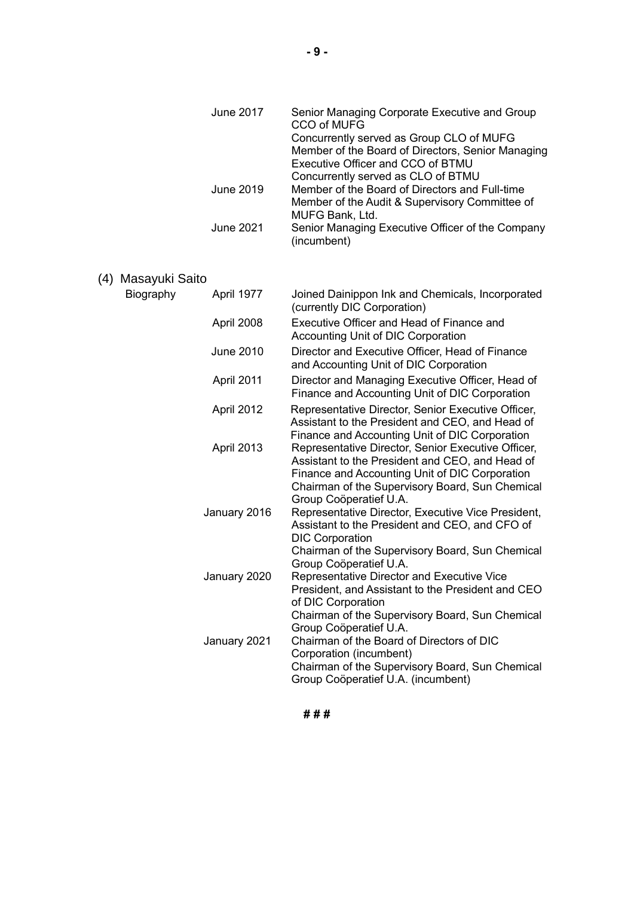| | |
|---|---|
| June 2017 | Senior Managing Corporate Executive and Group CCO of MUFG<br>Concurrently served as Group CLO of MUFG<br>Member of the Board of Directors, Senior Managing Executive Officer and CCO of BTMU<br>Concurrently served as CLO of BTMU |
| June 2019 | Member of the Board of Directors and Full-time Member of the Audit & Supervisory Committee of MUFG Bank, Ltd. |
| June 2021 | Senior Managing Executive Officer of the Company (incumbent) |

(4) Masayuki Saito

| Biography | | |
|---|---|---|
| | April 1977 | Joined Dainippon Ink and Chemicals, Incorporated (currently DIC Corporation) |
| | April 2008 | Executive Officer and Head of Finance and Accounting Unit of DIC Corporation |
| | June 2010 | Director and Executive Officer, Head of Finance and Accounting Unit of DIC Corporation |
| | April 2011 | Director and Managing Executive Officer, Head of Finance and Accounting Unit of DIC Corporation |
| | April 2012 | Representative Director, Senior Executive Officer, Assistant to the President and CEO, and Head of Finance and Accounting Unit of DIC Corporation |
| | April 2013 | Representative Director, Senior Executive Officer, Assistant to the President and CEO, and Head of Finance and Accounting Unit of DIC Corporation<br>Chairman of the Supervisory Board, Sun Chemical Group Coöperatief U.A. |
| | January 2016 | Representative Director, Executive Vice President, Assistant to the President and CEO, and CFO of DIC Corporation<br>Chairman of the Supervisory Board, Sun Chemical Group Coöperatief U.A. |
| | January 2020 | Representative Director and Executive Vice President, and Assistant to the President and CEO of DIC Corporation<br>Chairman of the Supervisory Board, Sun Chemical Group Coöperatief U.A. |
| | January 2021 | Chairman of the Board of Directors of DIC Corporation (incumbent)<br>Chairman of the Supervisory Board, Sun Chemical Group Coöperatief U.A. (incumbent) |

# # #